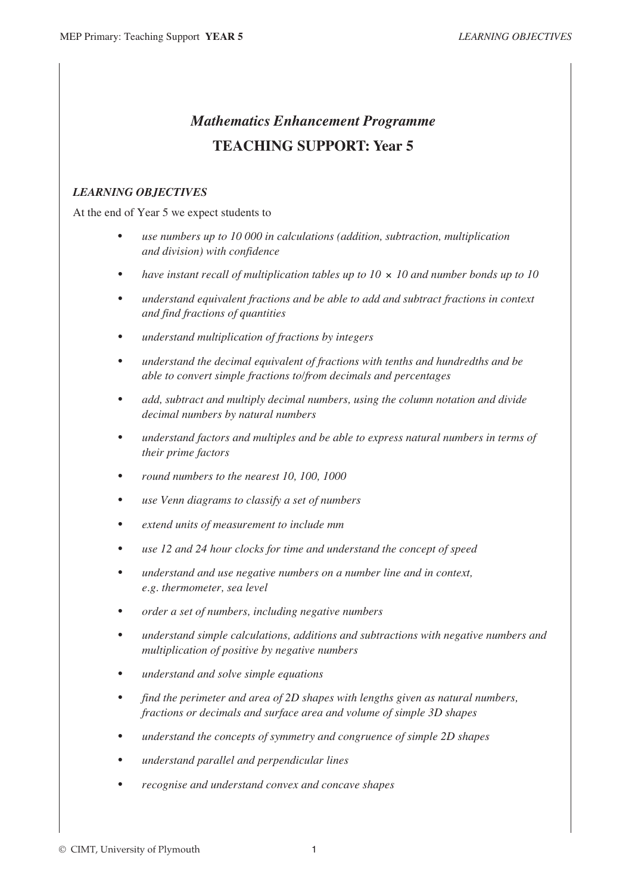# *Mathematics Enhancement Programme*

## TEACHING SUPPORT: Year 5

### *LEARNING OBJECTIVES*

At the end of Year 5 we expect students to

- *use numbers up to 10 000 in calculations (addition, subtraction, multiplication and division) with confidence*
- *have instant recall of multiplication tables up to $10 \times 10$ and number bonds up to 10*
- *understand equivalent fractions and be able to add and subtract fractions in context and find fractions of quantities*
- *understand multiplication of fractions by integers*
- *understand the decimal equivalent of fractions with tenths and hundredths and be able to convert simple fractions to/from decimals and percentages*
- *add, subtract and multiply decimal numbers, using the column notation and divide decimal numbers by natural numbers*
- *understand factors and multiples and be able to express natural numbers in terms of their prime factors*
- *round numbers to the nearest 10, 100, 1000*
- *use Venn diagrams to classify a set of numbers*
- *extend units of measurement to include mm*
- *use 12 and 24 hour clocks for time and understand the concept of speed*
- *understand and use negative numbers on a number line and in context, e.g. thermometer, sea level*
- *order a set of numbers, including negative numbers*
- *understand simple calculations, additions and subtractions with negative numbers and multiplication of positive by negative numbers*
- *understand and solve simple equations*
- *find the perimeter and area of 2D shapes with lengths given as natural numbers, fractions or decimals and surface area and volume of simple 3D shapes*
- *understand the concepts of symmetry and congruence of simple 2D shapes*
- *understand parallel and perpendicular lines*
- *recognise and understand convex and concave shapes*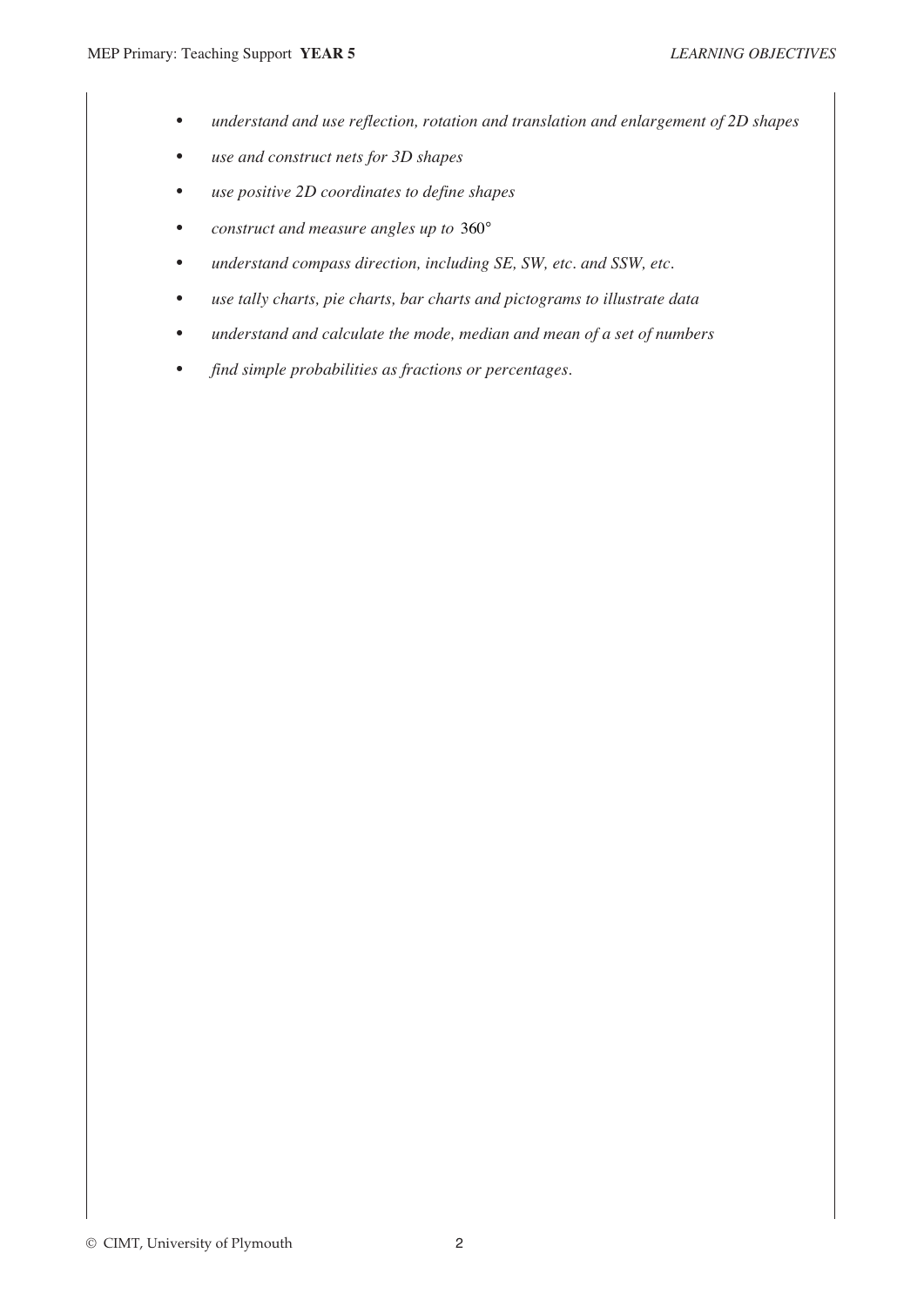- *understand and use reflection, rotation and translation and enlargement of 2D shapes*
- *use and construct nets for 3D shapes*
- *use positive 2D coordinates to define shapes*
- *construct and measure angles up to* $360°$
- *understand compass direction, including SE, SW, etc. and SSW, etc.*
- *use tally charts, pie charts, bar charts and pictograms to illustrate data*
- *understand and calculate the mode, median and mean of a set of numbers*
- *find simple probabilities as fractions or percentages.*